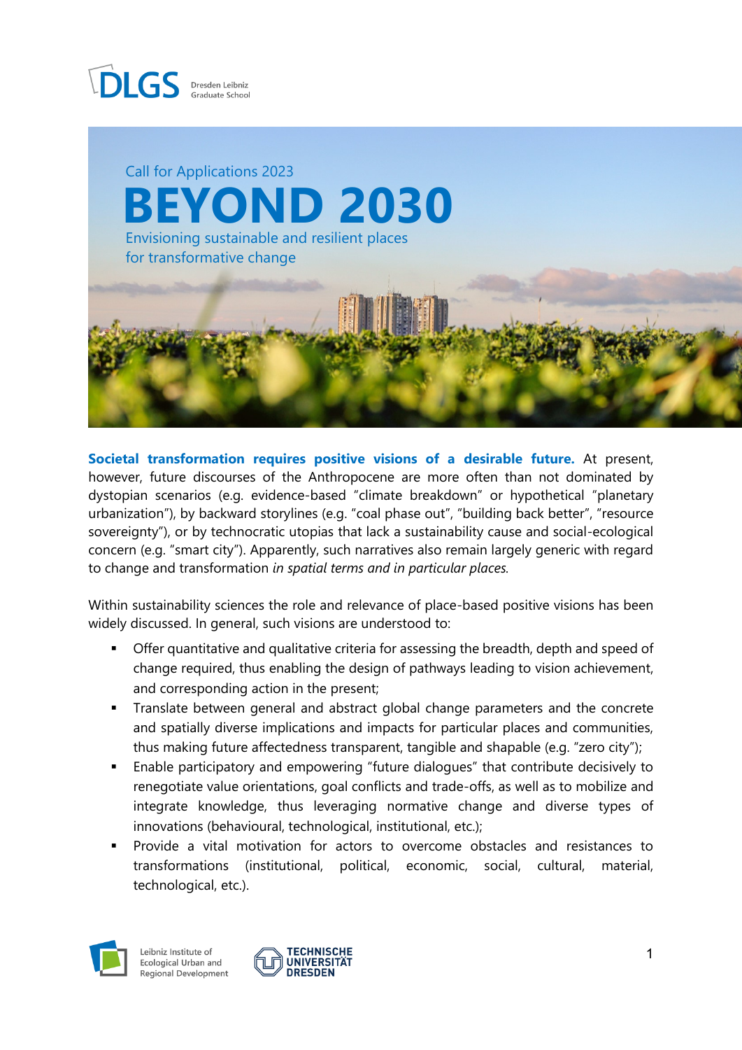Call for Applications 2023

# BEYOND 2030

## Envisioning sustainable and resilient places for transformative change

**Societal transformation requires positive visions of a desirable future.** At present, however, future discourses of the Anthropocene are more often than not dominated by dystopian scenarios (e.g. evidence-based "climate breakdown" or hypothetical "planetary urbanization"), by backward storylines (e.g. "coal phase out", "building back better", "resource sovereignty"), or by technocratic utopias that lack a sustainability cause and social-ecological concern (e.g. "smart city"). Apparently, such narratives also remain largely generic with regard to change and transformation *in spatial terms and in particular places*.

Within sustainability sciences the role and relevance of place-based positive visions has been widely discussed. In general, such visions are understood to:

- Offer quantitative and qualitative criteria for assessing the breadth, depth and speed of change required, thus enabling the design of pathways leading to vision achievement, and corresponding action in the present;
- Translate between general and abstract global change parameters and the concrete and spatially diverse implications and impacts for particular places and communities, thus making future affectedness transparent, tangible and shapable (e.g. "zero city");
- Enable participatory and empowering "future dialogues" that contribute decisively to renegotiate value orientations, goal conflicts and trade-offs, as well as to mobilize and integrate knowledge, thus leveraging normative change and diverse types of innovations (behavioural, technological, institutional, etc.);
- Provide a vital motivation for actors to overcome obstacles and resistances to transformations (institutional, political, economic, social, cultural, material, technological, etc.).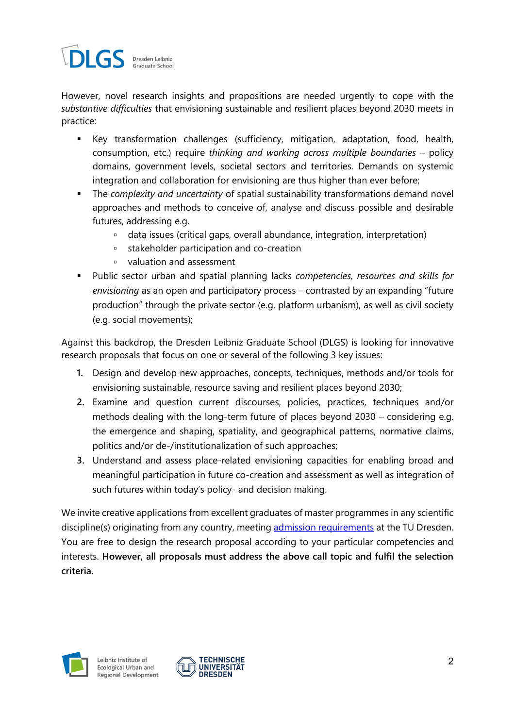However, novel research insights and propositions are needed urgently to cope with the *substantive difficulties* that envisioning sustainable and resilient places beyond 2030 meets in practice:

- Key transformation challenges (sufficiency, mitigation, adaptation, food, health, consumption, etc.) require *thinking and working across multiple boundaries* – policy domains, government levels, societal sectors and territories. Demands on systemic integration and collaboration for envisioning are thus higher than ever before;
- The *complexity and uncertainty* of spatial sustainability transformations demand novel approaches and methods to conceive of, analyse and discuss possible and desirable futures, addressing e.g.
    - data issues (critical gaps, overall abundance, integration, interpretation)
    - stakeholder participation and co-creation
    - valuation and assessment
- Public sector urban and spatial planning lacks *competencies, resources and skills for envisioning* as an open and participatory process – contrasted by an expanding "future production" through the private sector (e.g. platform urbanism), as well as civil society (e.g. social movements);

Against this backdrop, the Dresden Leibniz Graduate School (DLGS) is looking for innovative research proposals that focus on one or several of the following 3 key issues:

1. Design and develop new approaches, concepts, techniques, methods and/or tools for envisioning sustainable, resource saving and resilient places beyond 2030;
2. Examine and question current discourses, policies, practices, techniques and/or methods dealing with the long-term future of places beyond 2030 – considering e.g. the emergence and shaping, spatiality, and geographical patterns, normative claims, politics and/or de-/institutionalization of such approaches;
3. Understand and assess place-related envisioning capacities for enabling broad and meaningful participation in future co-creation and assessment as well as integration of such futures within today's policy- and decision making.

We invite creative applications from excellent graduates of master programmes in any scientific discipline(s) originating from any country, meeting admission requirements at the TU Dresden. You are free to design the research proposal according to your particular competencies and interests. **However, all proposals must address the above call topic and fulfil the selection criteria.**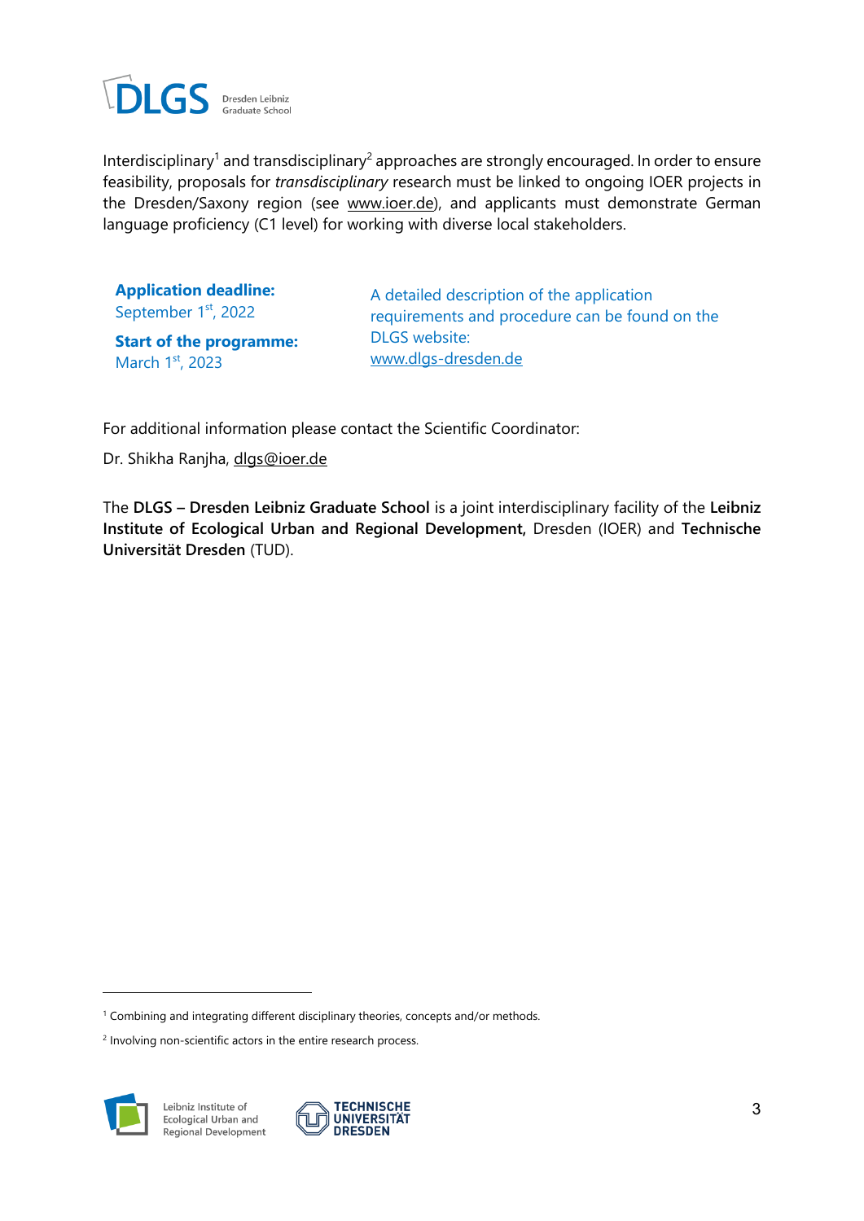Interdisciplinary[1] and transdisciplinary[2] approaches are strongly encouraged. In order to ensure feasibility, proposals for *transdisciplinary* research must be linked to ongoing IOER projects in the Dresden/Saxony region (see www.ioer.de), and applicants must demonstrate German language proficiency (C1 level) for working with diverse local stakeholders.

**Application deadline:**
September 1st, 2022

**Start of the programme:**
March 1st, 2023

A detailed description of the application requirements and procedure can be found on the DLGS website:
www.dlgs-dresden.de

For additional information please contact the Scientific Coordinator:

Dr. Shikha Ranjha, dlgs@ioer.de

The **DLGS – Dresden Leibniz Graduate School** is a joint interdisciplinary facility of the **Leibniz Institute of Ecological Urban and Regional Development,** Dresden (IOER) and **Technische Universität Dresden** (TUD).

---

[1] Combining and integrating different disciplinary theories, concepts and/or methods.

[2] Involving non-scientific actors in the entire research process.